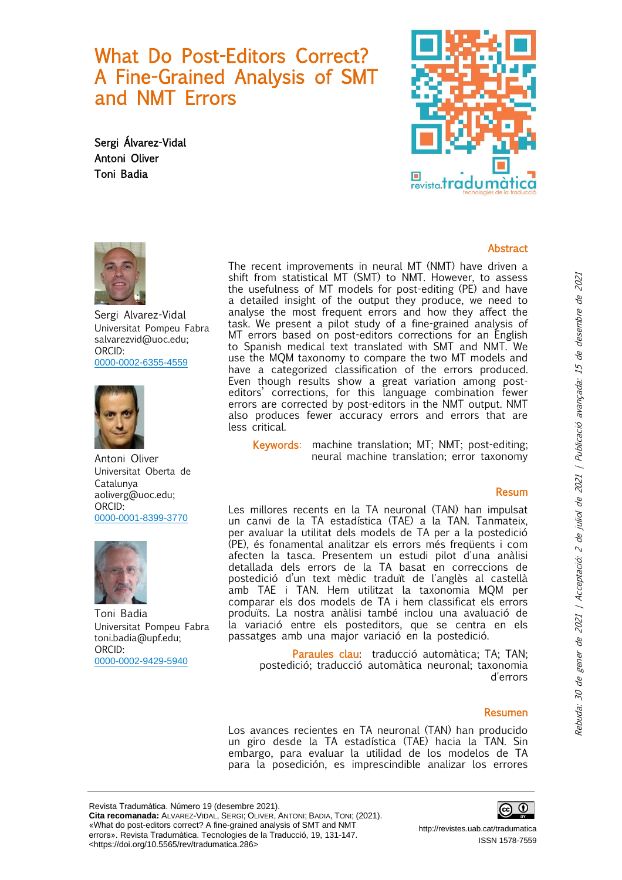# What Do Post-Editors Correct? A Fine-Grained Analysis of SMT and NMT Errors

**Sergi Álvarez-Vidal**
**Antoni Oliver**
**Toni Badia**

Sergi Alvarez-Vidal
Universitat Pompeu Fabra
salvarezvid@uoc.edu;
ORCID:
0000-0002-6355-4559

Antoni Oliver
Universitat Oberta de Catalunya
aoliverg@uoc.edu;
ORCID:
0000-0001-8399-3770

Toni Badia
Universitat Pompeu Fabra
toni.badia@upf.edu;
ORCID:
0000-0002-9429-5940

## Abstract

The recent improvements in neural MT (NMT) have driven a shift from statistical MT (SMT) to NMT. However, to assess the usefulness of MT models for post-editing (PE) and have a detailed insight of the output they produce, we need to analyse the most frequent errors and how they affect the task. We present a pilot study of a fine-grained analysis of MT errors based on post-editors corrections for an English to Spanish medical text translated with SMT and NMT. We use the MQM taxonomy to compare the two MT models and have a categorized classification of the errors produced. Even though results show a great variation among post-editors' corrections, for this language combination fewer errors are corrected by post-editors in the NMT output. NMT also produces fewer accuracy errors and errors that are less critical.

**Keywords**: machine translation; MT; NMT; post-editing; neural machine translation; error taxonomy

## Resum

Les millores recents en la TA neuronal (TAN) han impulsat un canvi de la TA estadística (TAE) a la TAN. Tanmateix, per avaluar la utilitat dels models de TA per a la postedició (PE), és fonamental analitzar els errors més freqüents i com afecten la tasca. Presentem un estudi pilot d'una anàlisi detallada dels errors de la TA basat en correccions de postedició d'un text mèdic traduït de l'anglès al castellà amb TAE i TAN. Hem utilitzat la taxonomia MQM per comparar els dos models de TA i hem classificat els errors produïts. La nostra anàlisi també inclou una avaluació de la variació entre els posteditors, que se centra en els passatges amb una major variació en la postedició.

**Paraules clau**: traducció automàtica; TA; TAN; postedició; traducció automàtica neuronal; taxonomia d'errors

## Resumen

Los avances recientes en TA neuronal (TAN) han producido un giro desde la TA estadística (TAE) hacia la TAN. Sin embargo, para evaluar la utilidad de los modelos de TA para la posedición, es imprescindible analizar los errores

Rebuda: 30 de gener de 2021 | Acceptació: 2 de juliol de 2021 | Publicació avançada: 15 de desembre de 2021

Revista Tradumàtica. Número 19 (desembre 2021).
**Cita recomanada:** ALVAREZ-VIDAL, SERGI; OLIVER, ANTONI; BADIA, TONI; (2021). «What do post-editors correct? A fine-grained analysis of SMT and NMT errors». Revista Tradumàtica. Tecnologies de la Traducció, 19, 131-147. <https://doi.org/10.5565/rev/tradumatica.286>

http://revistes.uab.cat/tradumatica
ISSN 1578-7559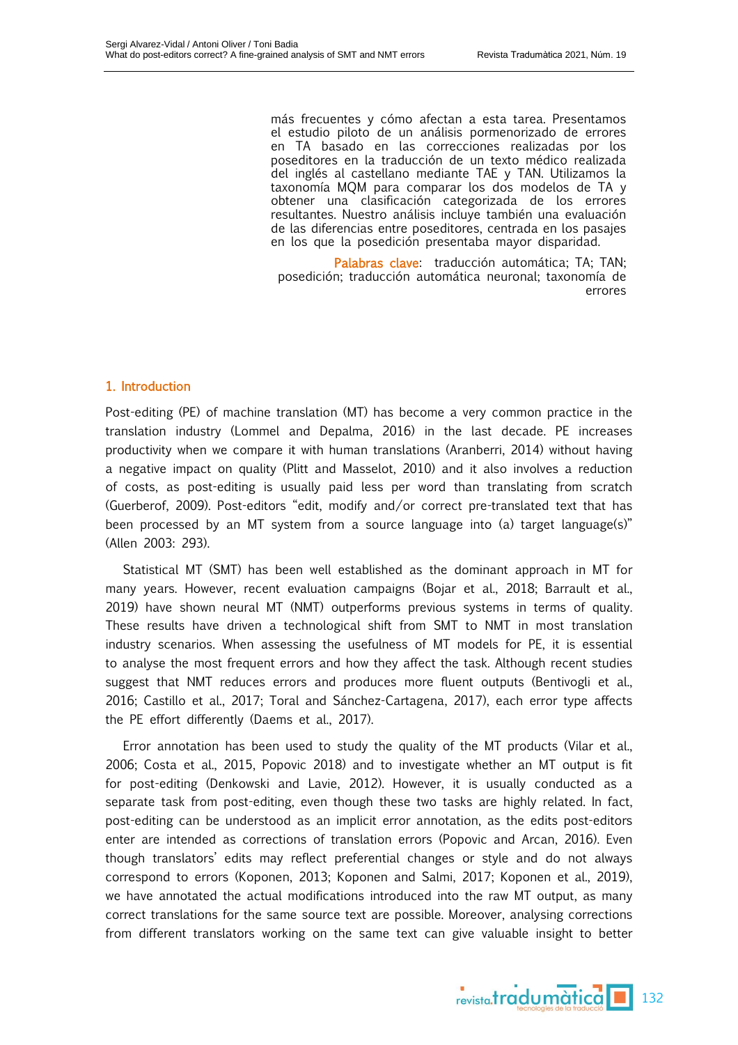más frecuentes y cómo afectan a esta tarea. Presentamos el estudio piloto de un análisis pormenorizado de errores en TA basado en las correcciones realizadas por los poseditores en la traducción de un texto médico realizada del inglés al castellano mediante TAE y TAN. Utilizamos la taxonomía MQM para comparar los dos modelos de TA y obtener una clasificación categorizada de los errores resultantes. Nuestro análisis incluye también una evaluación de las diferencias entre poseditores, centrada en los pasajes en los que la posedición presentaba mayor disparidad.

**Palabras clave**: traducción automática; TA; TAN; posedición; traducción automática neuronal; taxonomía de errores

## 1. Introduction

Post-editing (PE) of machine translation (MT) has become a very common practice in the translation industry (Lommel and Depalma, 2016) in the last decade. PE increases productivity when we compare it with human translations (Aranberri, 2014) without having a negative impact on quality (Plitt and Masselot, 2010) and it also involves a reduction of costs, as post-editing is usually paid less per word than translating from scratch (Guerberof, 2009). Post-editors "edit, modify and/or correct pre-translated text that has been processed by an MT system from a source language into (a) target language(s)" (Allen 2003: 293).

Statistical MT (SMT) has been well established as the dominant approach in MT for many years. However, recent evaluation campaigns (Bojar et al., 2018; Barrault et al., 2019) have shown neural MT (NMT) outperforms previous systems in terms of quality. These results have driven a technological shift from SMT to NMT in most translation industry scenarios. When assessing the usefulness of MT models for PE, it is essential to analyse the most frequent errors and how they affect the task. Although recent studies suggest that NMT reduces errors and produces more fluent outputs (Bentivogli et al., 2016; Castillo et al., 2017; Toral and Sánchez-Cartagena, 2017), each error type affects the PE effort differently (Daems et al., 2017).

Error annotation has been used to study the quality of the MT products (Vilar et al., 2006; Costa et al., 2015, Popovic 2018) and to investigate whether an MT output is fit for post-editing (Denkowski and Lavie, 2012). However, it is usually conducted as a separate task from post-editing, even though these two tasks are highly related. In fact, post-editing can be understood as an implicit error annotation, as the edits post-editors enter are intended as corrections of translation errors (Popovic and Arcan, 2016). Even though translators' edits may reflect preferential changes or style and do not always correspond to errors (Koponen, 2013; Koponen and Salmi, 2017; Koponen et al., 2019), we have annotated the actual modifications introduced into the raw MT output, as many correct translations for the same source text are possible. Moreover, analysing corrections from different translators working on the same text can give valuable insight to better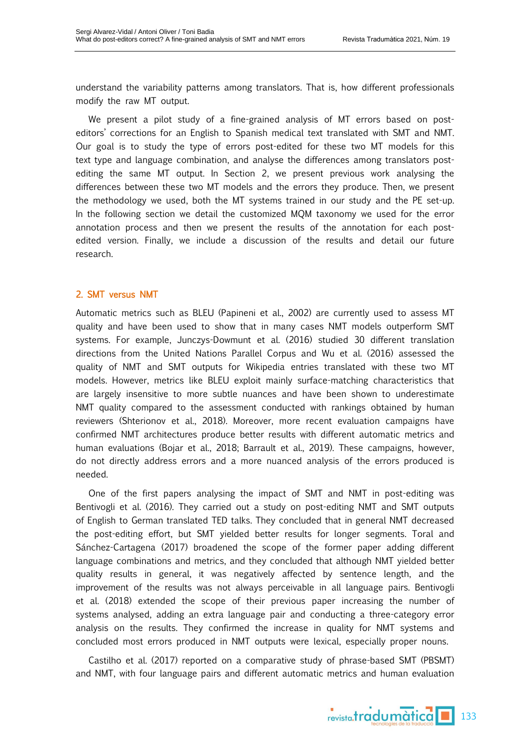understand the variability patterns among translators. That is, how different professionals modify the raw MT output.

We present a pilot study of a fine-grained analysis of MT errors based on post-editors' corrections for an English to Spanish medical text translated with SMT and NMT. Our goal is to study the type of errors post-edited for these two MT models for this text type and language combination, and analyse the differences among translators post-editing the same MT output. In Section 2, we present previous work analysing the differences between these two MT models and the errors they produce. Then, we present the methodology we used, both the MT systems trained in our study and the PE set-up. In the following section we detail the customized MQM taxonomy we used for the error annotation process and then we present the results of the annotation for each post-edited version. Finally, we include a discussion of the results and detail our future research.

## 2. SMT versus NMT

Automatic metrics such as BLEU (Papineni et al., 2002) are currently used to assess MT quality and have been used to show that in many cases NMT models outperform SMT systems. For example, Junczys-Dowmunt et al. (2016) studied 30 different translation directions from the United Nations Parallel Corpus and Wu et al. (2016) assessed the quality of NMT and SMT outputs for Wikipedia entries translated with these two MT models. However, metrics like BLEU exploit mainly surface-matching characteristics that are largely insensitive to more subtle nuances and have been shown to underestimate NMT quality compared to the assessment conducted with rankings obtained by human reviewers (Shterionov et al., 2018). Moreover, more recent evaluation campaigns have confirmed NMT architectures produce better results with different automatic metrics and human evaluations (Bojar et al., 2018; Barrault et al., 2019). These campaigns, however, do not directly address errors and a more nuanced analysis of the errors produced is needed.

One of the first papers analysing the impact of SMT and NMT in post-editing was Bentivogli et al. (2016). They carried out a study on post-editing NMT and SMT outputs of English to German translated TED talks. They concluded that in general NMT decreased the post-editing effort, but SMT yielded better results for longer segments. Toral and Sánchez-Cartagena (2017) broadened the scope of the former paper adding different language combinations and metrics, and they concluded that although NMT yielded better quality results in general, it was negatively affected by sentence length, and the improvement of the results was not always perceivable in all language pairs. Bentivogli et al. (2018) extended the scope of their previous paper increasing the number of systems analysed, adding an extra language pair and conducting a three-category error analysis on the results. They confirmed the increase in quality for NMT systems and concluded most errors produced in NMT outputs were lexical, especially proper nouns.

Castilho et al. (2017) reported on a comparative study of phrase-based SMT (PBSMT) and NMT, with four language pairs and different automatic metrics and human evaluation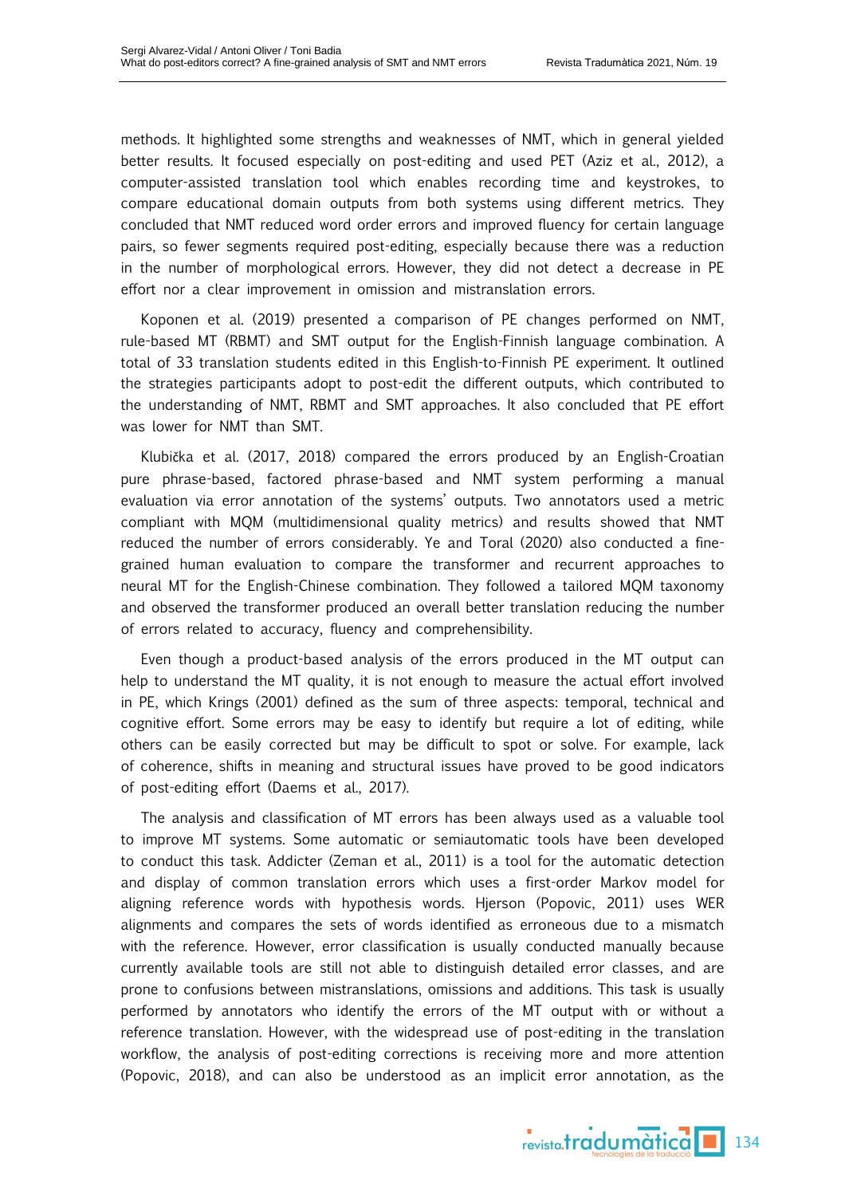methods. It highlighted some strengths and weaknesses of NMT, which in general yielded better results. It focused especially on post-editing and used PET (Aziz et al., 2012), a computer-assisted translation tool which enables recording time and keystrokes, to compare educational domain outputs from both systems using different metrics. They concluded that NMT reduced word order errors and improved fluency for certain language pairs, so fewer segments required post-editing, especially because there was a reduction in the number of morphological errors. However, they did not detect a decrease in PE effort nor a clear improvement in omission and mistranslation errors.

Koponen et al. (2019) presented a comparison of PE changes performed on NMT, rule-based MT (RBMT) and SMT output for the English-Finnish language combination. A total of 33 translation students edited in this English-to-Finnish PE experiment. It outlined the strategies participants adopt to post-edit the different outputs, which contributed to the understanding of NMT, RBMT and SMT approaches. It also concluded that PE effort was lower for NMT than SMT.

Klubička et al. (2017, 2018) compared the errors produced by an English-Croatian pure phrase-based, factored phrase-based and NMT system performing a manual evaluation via error annotation of the systems' outputs. Two annotators used a metric compliant with MQM (multidimensional quality metrics) and results showed that NMT reduced the number of errors considerably. Ye and Toral (2020) also conducted a fine-grained human evaluation to compare the transformer and recurrent approaches to neural MT for the English-Chinese combination. They followed a tailored MQM taxonomy and observed the transformer produced an overall better translation reducing the number of errors related to accuracy, fluency and comprehensibility.

Even though a product-based analysis of the errors produced in the MT output can help to understand the MT quality, it is not enough to measure the actual effort involved in PE, which Krings (2001) defined as the sum of three aspects: temporal, technical and cognitive effort. Some errors may be easy to identify but require a lot of editing, while others can be easily corrected but may be difficult to spot or solve. For example, lack of coherence, shifts in meaning and structural issues have proved to be good indicators of post-editing effort (Daems et al., 2017).

The analysis and classification of MT errors has been always used as a valuable tool to improve MT systems. Some automatic or semiautomatic tools have been developed to conduct this task. Addicter (Zeman et al., 2011) is a tool for the automatic detection and display of common translation errors which uses a first-order Markov model for aligning reference words with hypothesis words. Hjerson (Popovic, 2011) uses WER alignments and compares the sets of words identified as erroneous due to a mismatch with the reference. However, error classification is usually conducted manually because currently available tools are still not able to distinguish detailed error classes, and are prone to confusions between mistranslations, omissions and additions. This task is usually performed by annotators who identify the errors of the MT output with or without a reference translation. However, with the widespread use of post-editing in the translation workflow, the analysis of post-editing corrections is receiving more and more attention (Popovic, 2018), and can also be understood as an implicit error annotation, as the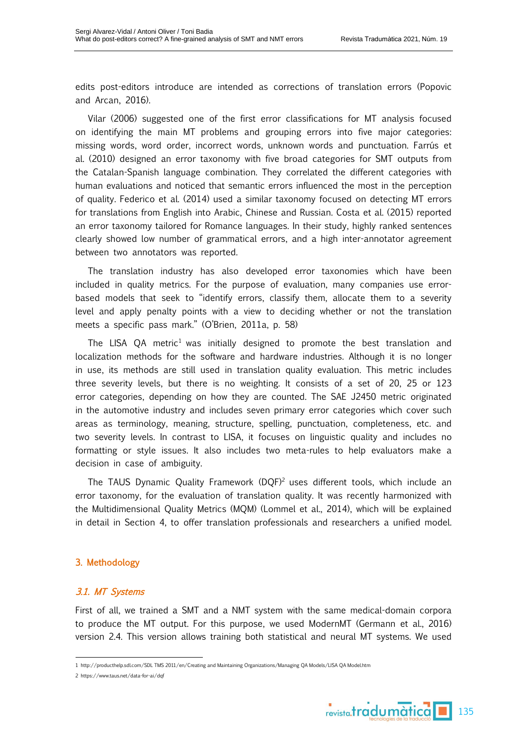edits post-editors introduce are intended as corrections of translation errors (Popovic and Arcan, 2016).

Vilar (2006) suggested one of the first error classifications for MT analysis focused on identifying the main MT problems and grouping errors into five major categories: missing words, word order, incorrect words, unknown words and punctuation. Farrús et al. (2010) designed an error taxonomy with five broad categories for SMT outputs from the Catalan-Spanish language combination. They correlated the different categories with human evaluations and noticed that semantic errors influenced the most in the perception of quality. Federico et al. (2014) used a similar taxonomy focused on detecting MT errors for translations from English into Arabic, Chinese and Russian. Costa et al. (2015) reported an error taxonomy tailored for Romance languages. In their study, highly ranked sentences clearly showed low number of grammatical errors, and a high inter-annotator agreement between two annotators was reported.

The translation industry has also developed error taxonomies which have been included in quality metrics. For the purpose of evaluation, many companies use error-based models that seek to "identify errors, classify them, allocate them to a severity level and apply penalty points with a view to deciding whether or not the translation meets a specific pass mark." (O'Brien, 2011a, p. 58)

The LISA QA metric[1] was initially designed to promote the best translation and localization methods for the software and hardware industries. Although it is no longer in use, its methods are still used in translation quality evaluation. This metric includes three severity levels, but there is no weighting. It consists of a set of 20, 25 or 123 error categories, depending on how they are counted. The SAE J2450 metric originated in the automotive industry and includes seven primary error categories which cover such areas as terminology, meaning, structure, spelling, punctuation, completeness, etc. and two severity levels. In contrast to LISA, it focuses on linguistic quality and includes no formatting or style issues. It also includes two meta-rules to help evaluators make a decision in case of ambiguity.

The TAUS Dynamic Quality Framework (DQF)[2] uses different tools, which include an error taxonomy, for the evaluation of translation quality. It was recently harmonized with the Multidimensional Quality Metrics (MQM) (Lommel et al., 2014), which will be explained in detail in Section 4, to offer translation professionals and researchers a unified model.

## 3. Methodology

### *3.1. MT Systems*

First of all, we trained a SMT and a NMT system with the same medical-domain corpora to produce the MT output. For this purpose, we used ModernMT (Germann et al., 2016) version 2.4. This version allows training both statistical and neural MT systems. We used

1 http://producthelp.sdl.com/SDL TMS 2011/en/Creating and Maintaining Organizations/Managing QA Models/LISA QA Model.htm

2 https://www.taus.net/data-for-ai/dqf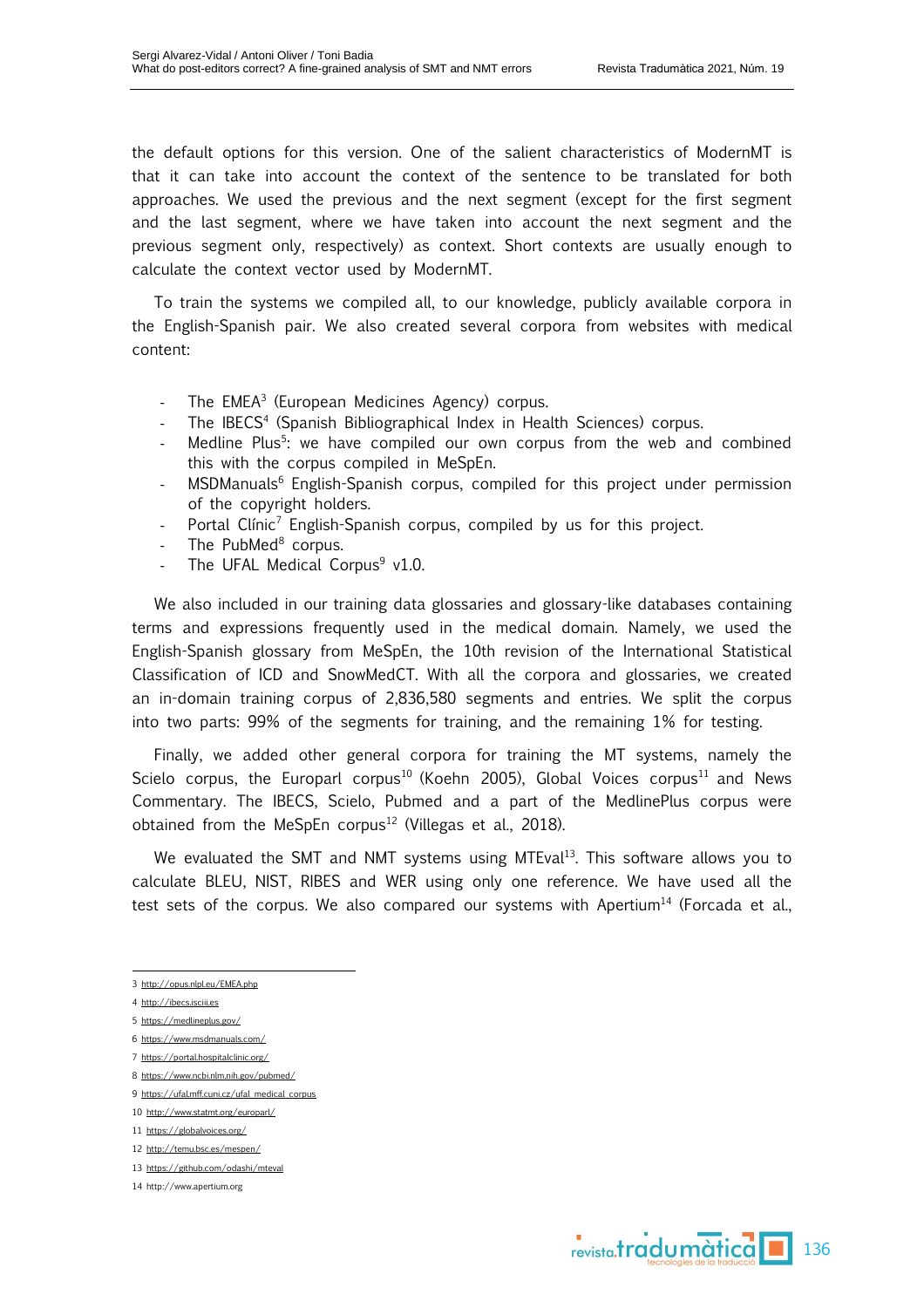the default options for this version. One of the salient characteristics of ModernMT is that it can take into account the context of the sentence to be translated for both approaches. We used the previous and the next segment (except for the first segment and the last segment, where we have taken into account the next segment and the previous segment only, respectively) as context. Short contexts are usually enough to calculate the context vector used by ModernMT.

To train the systems we compiled all, to our knowledge, publicly available corpora in the English-Spanish pair. We also created several corpora from websites with medical content:

- The EMEA[3] (European Medicines Agency) corpus.
- The IBECS[4] (Spanish Bibliographical Index in Health Sciences) corpus.
- Medline Plus[5]: we have compiled our own corpus from the web and combined this with the corpus compiled in MeSpEn.
- MSDManuals[6] English-Spanish corpus, compiled for this project under permission of the copyright holders.
- Portal Clínic[7] English-Spanish corpus, compiled by us for this project.
- The PubMed[8] corpus.
- The UFAL Medical Corpus[9] v1.0.

We also included in our training data glossaries and glossary-like databases containing terms and expressions frequently used in the medical domain. Namely, we used the English-Spanish glossary from MeSpEn, the 10th revision of the International Statistical Classification of ICD and SnowMedCT. With all the corpora and glossaries, we created an in-domain training corpus of 2,836,580 segments and entries. We split the corpus into two parts: 99% of the segments for training, and the remaining 1% for testing.

Finally, we added other general corpora for training the MT systems, namely the Scielo corpus, the Europarl corpus[10] (Koehn 2005), Global Voices corpus[11] and News Commentary. The IBECS, Scielo, Pubmed and a part of the MedlinePlus corpus were obtained from the MeSpEn corpus[12] (Villegas et al., 2018).

We evaluated the SMT and NMT systems using MTEval[13]. This software allows you to calculate BLEU, NIST, RIBES and WER using only one reference. We have used all the test sets of the corpus. We also compared our systems with Apertium[14] (Forcada et al.,

---

3 http://opus.nlpl.eu/EMEA.php

4 http://ibecs.isciii.es

5 https://medlineplus.gov/

6 https://www.msdmanuals.com/

7 https://portal.hospitalclinic.org/

8 https://www.ncbi.nlm.nih.gov/pubmed/

9 https://ufal.mff.cuni.cz/ufal_medical_corpus

10 http://www.statmt.org/europarl/

11 https://globalvoices.org/

12 http://temu.bsc.es/mespen/

13 https://github.com/odashi/mteval

14 http://www.apertium.org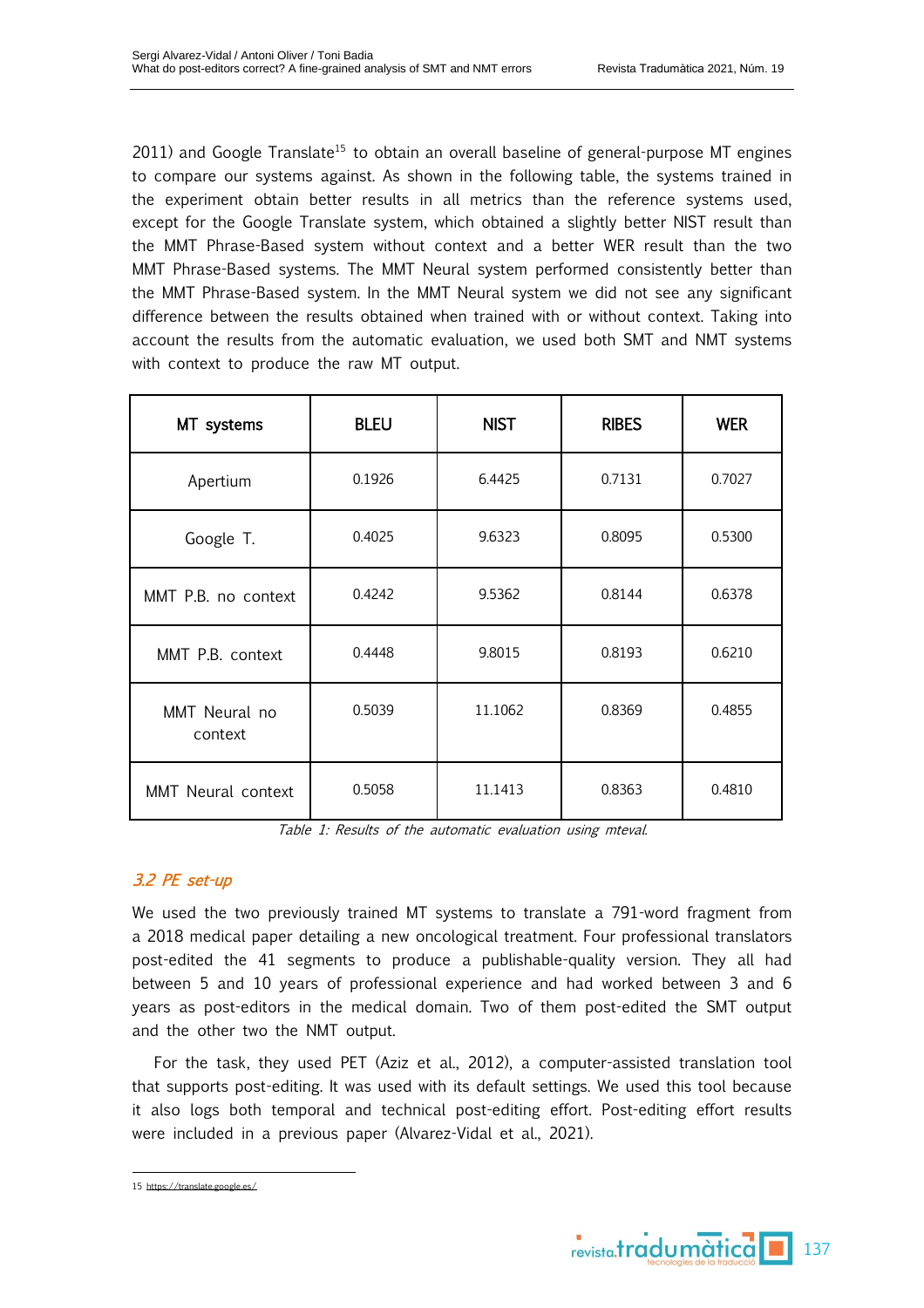2011) and Google Translate[15] to obtain an overall baseline of general-purpose MT engines to compare our systems against. As shown in the following table, the systems trained in the experiment obtain better results in all metrics than the reference systems used, except for the Google Translate system, which obtained a slightly better NIST result than the MMT Phrase-Based system without context and a better WER result than the two MMT Phrase-Based systems. The MMT Neural system performed consistently better than the MMT Phrase-Based system. In the MMT Neural system we did not see any significant difference between the results obtained when trained with or without context. Taking into account the results from the automatic evaluation, we used both SMT and NMT systems with context to produce the raw MT output.

| MT systems | BLEU | NIST | RIBES | WER |
|---|---|---|---|---|
| Apertium | 0.1926 | 6.4425 | 0.7131 | 0.7027 |
| Google T. | 0.4025 | 9.6323 | 0.8095 | 0.5300 |
| MMT P.B. no context | 0.4242 | 9.5362 | 0.8144 | 0.6378 |
| MMT P.B. context | 0.4448 | 9.8015 | 0.8193 | 0.6210 |
| MMT Neural no context | 0.5039 | 11.1062 | 0.8369 | 0.4855 |
| MMT Neural context | 0.5058 | 11.1413 | 0.8363 | 0.4810 |

*Table 1: Results of the automatic evaluation using mteval.*

### 3.2 PE set-up

We used the two previously trained MT systems to translate a 791-word fragment from a 2018 medical paper detailing a new oncological treatment. Four professional translators post-edited the 41 segments to produce a publishable-quality version. They all had between 5 and 10 years of professional experience and had worked between 3 and 6 years as post-editors in the medical domain. Two of them post-edited the SMT output and the other two the NMT output.

For the task, they used PET (Aziz et al., 2012), a computer-assisted translation tool that supports post-editing. It was used with its default settings. We used this tool because it also logs both temporal and technical post-editing effort. Post-editing effort results were included in a previous paper (Alvarez-Vidal et al., 2021).

15 https://translate.google.es/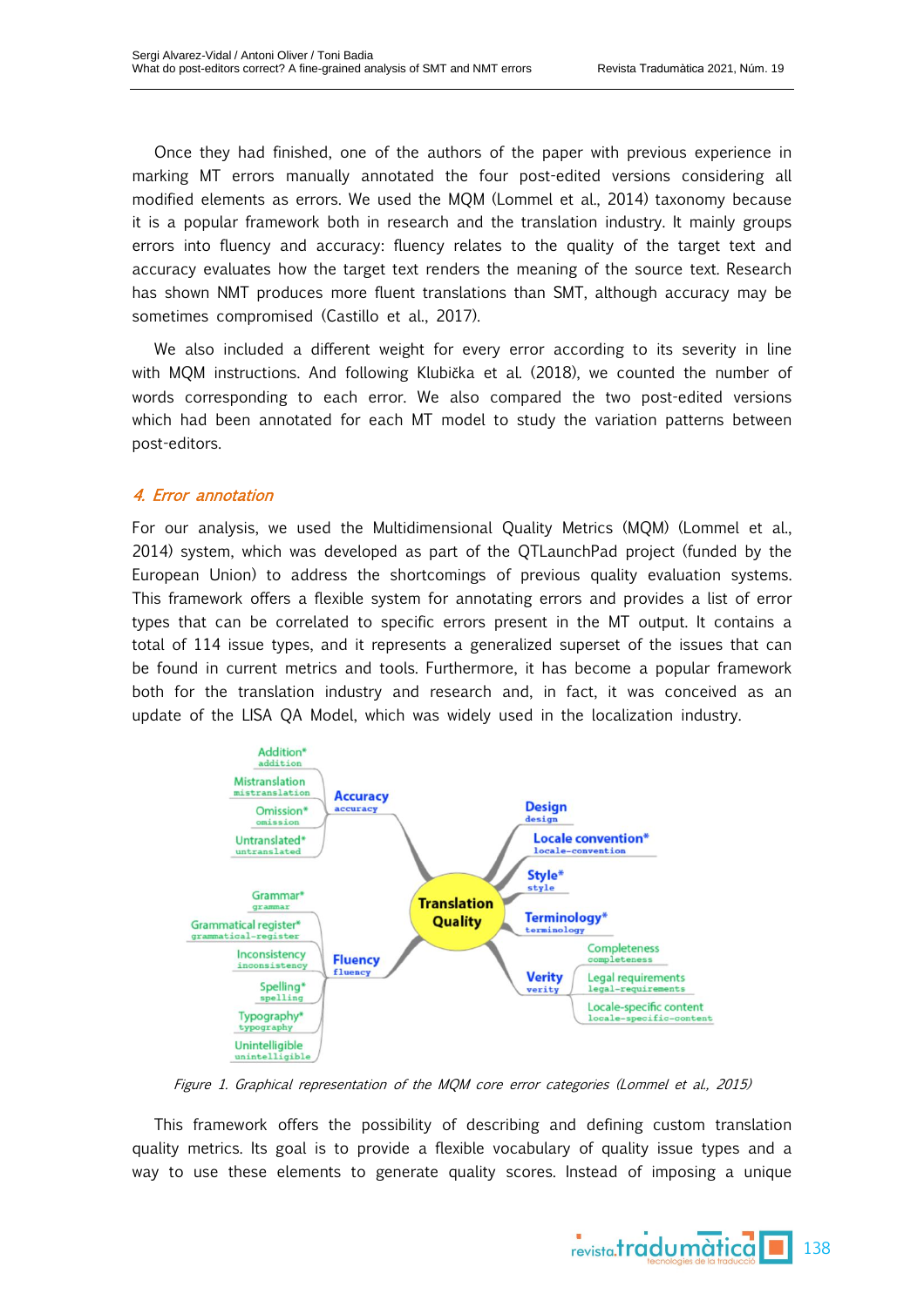Once they had finished, one of the authors of the paper with previous experience in marking MT errors manually annotated the four post-edited versions considering all modified elements as errors. We used the MQM (Lommel et al., 2014) taxonomy because it is a popular framework both in research and the translation industry. It mainly groups errors into fluency and accuracy: fluency relates to the quality of the target text and accuracy evaluates how the target text renders the meaning of the source text. Research has shown NMT produces more fluent translations than SMT, although accuracy may be sometimes compromised (Castillo et al., 2017).

We also included a different weight for every error according to its severity in line with MQM instructions. And following Klubička et al. (2018), we counted the number of words corresponding to each error. We also compared the two post-edited versions which had been annotated for each MT model to study the variation patterns between post-editors.

## *4. Error annotation*

For our analysis, we used the Multidimensional Quality Metrics (MQM) (Lommel et al., 2014) system, which was developed as part of the QTLaunchPad project (funded by the European Union) to address the shortcomings of previous quality evaluation systems. This framework offers a flexible system for annotating errors and provides a list of error types that can be correlated to specific errors present in the MT output. It contains a total of 114 issue types, and it represents a generalized superset of the issues that can be found in current metrics and tools. Furthermore, it has become a popular framework both for the translation industry and research and, in fact, it was conceived as an update of the LISA QA Model, which was widely used in the localization industry.

*Figure 1. Graphical representation of the MQM core error categories (Lommel et al., 2015)*

This framework offers the possibility of describing and defining custom translation quality metrics. Its goal is to provide a flexible vocabulary of quality issue types and a way to use these elements to generate quality scores. Instead of imposing a unique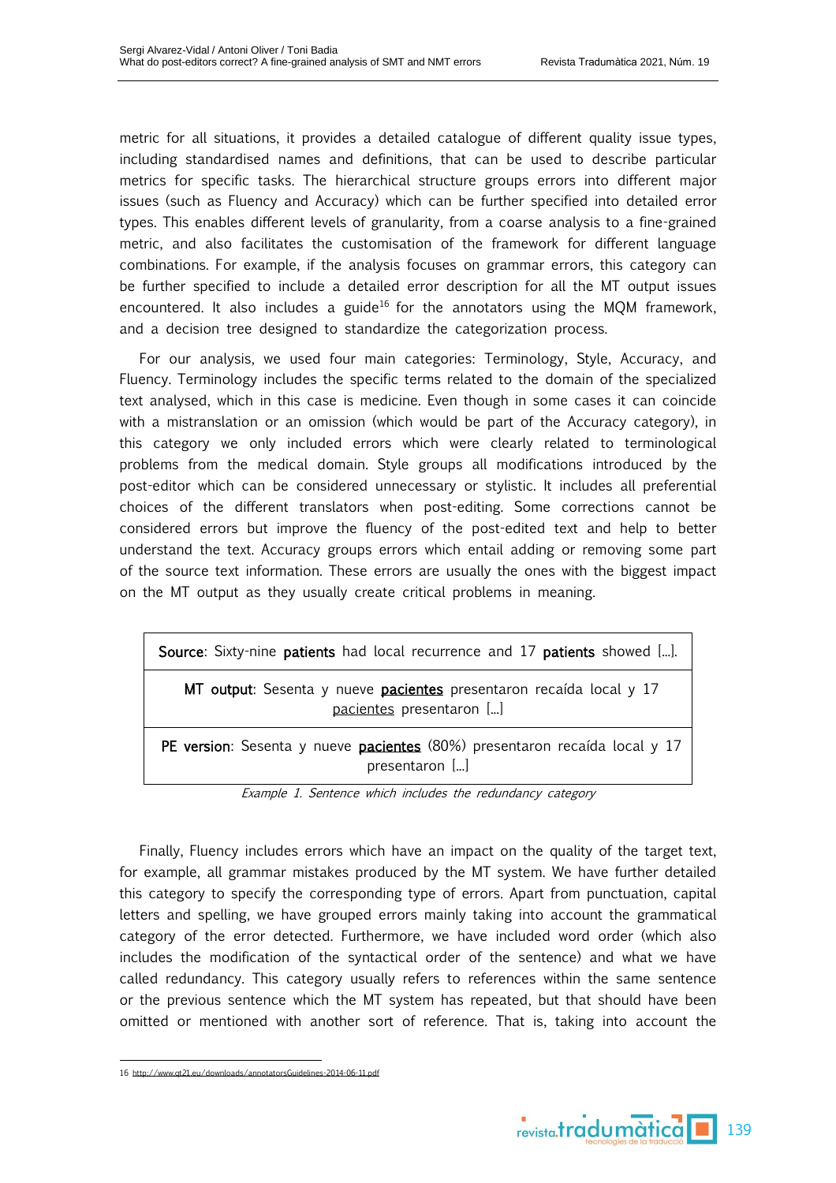metric for all situations, it provides a detailed catalogue of different quality issue types, including standardised names and definitions, that can be used to describe particular metrics for specific tasks. The hierarchical structure groups errors into different major issues (such as Fluency and Accuracy) which can be further specified into detailed error types. This enables different levels of granularity, from a coarse analysis to a fine-grained metric, and also facilitates the customisation of the framework for different language combinations. For example, if the analysis focuses on grammar errors, this category can be further specified to include a detailed error description for all the MT output issues encountered. It also includes a guide[16] for the annotators using the MQM framework, and a decision tree designed to standardize the categorization process.

For our analysis, we used four main categories: Terminology, Style, Accuracy, and Fluency. Terminology includes the specific terms related to the domain of the specialized text analysed, which in this case is medicine. Even though in some cases it can coincide with a mistranslation or an omission (which would be part of the Accuracy category), in this category we only included errors which were clearly related to terminological problems from the medical domain. Style groups all modifications introduced by the post-editor which can be considered unnecessary or stylistic. It includes all preferential choices of the different translators when post-editing. Some corrections cannot be considered errors but improve the fluency of the post-edited text and help to better understand the text. Accuracy groups errors which entail adding or removing some part of the source text information. These errors are usually the ones with the biggest impact on the MT output as they usually create critical problems in meaning.

| **Source**: Sixty-nine **patients** had local recurrence and 17 **patients** showed [...]. |
|---|
| **MT output**: Sesenta y nueve **<u>pacientes</u>** presentaron recaída local y 17 <u>pacientes</u> presentaron [...] |
| **PE version**: Sesenta y nueve **<u>pacientes</u>** (80%) presentaron recaída local y 17 presentaron [...] |

*Example 1. Sentence which includes the redundancy category*

Finally, Fluency includes errors which have an impact on the quality of the target text, for example, all grammar mistakes produced by the MT system. We have further detailed this category to specify the corresponding type of errors. Apart from punctuation, capital letters and spelling, we have grouped errors mainly taking into account the grammatical category of the error detected. Furthermore, we have included word order (which also includes the modification of the syntactical order of the sentence) and what we have called redundancy. This category usually refers to references within the same sentence or the previous sentence which the MT system has repeated, but that should have been omitted or mentioned with another sort of reference. That is, taking into account the

16 http://www.qt21.eu/downloads/annotatorsGuidelines-2014-06-11.pdf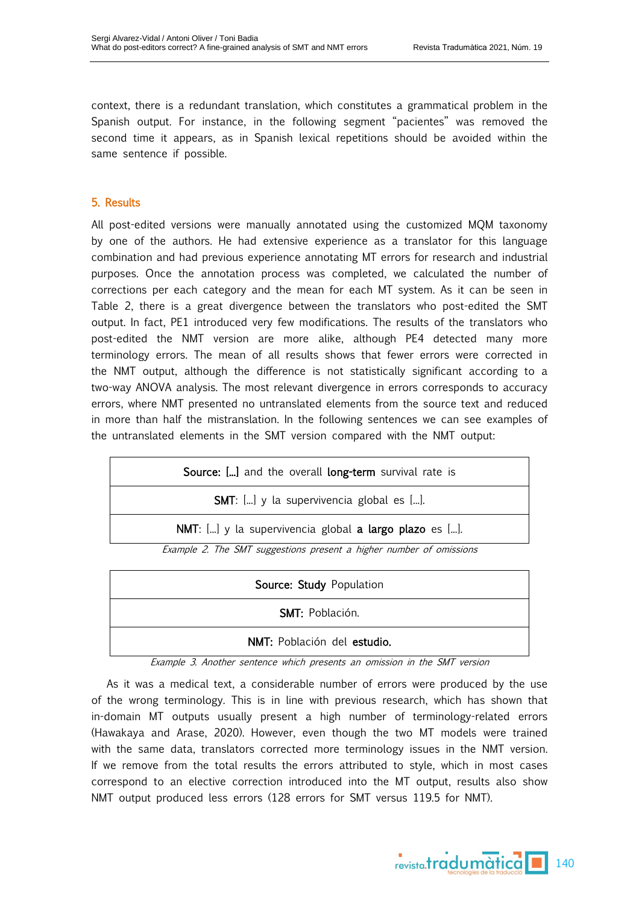context, there is a redundant translation, which constitutes a grammatical problem in the Spanish output. For instance, in the following segment "pacientes" was removed the second time it appears, as in Spanish lexical repetitions should be avoided within the same sentence if possible.

## 5. Results

All post-edited versions were manually annotated using the customized MQM taxonomy by one of the authors. He had extensive experience as a translator for this language combination and had previous experience annotating MT errors for research and industrial purposes. Once the annotation process was completed, we calculated the number of corrections per each category and the mean for each MT system. As it can be seen in Table 2, there is a great divergence between the translators who post-edited the SMT output. In fact, PE1 introduced very few modifications. The results of the translators who post-edited the NMT version are more alike, although PE4 detected many more terminology errors. The mean of all results shows that fewer errors were corrected in the NMT output, although the difference is not statistically significant according to a two-way ANOVA analysis. The most relevant divergence in errors corresponds to accuracy errors, where NMT presented no untranslated elements from the source text and reduced in more than half the mistranslation. In the following sentences we can see examples of the untranslated elements in the SMT version compared with the NMT output:

| **Source: [...]** and the overall **long-term** survival rate is |
|---|
| **SMT**: [...] y la supervivencia global es [...]. |
| **NMT**: [...] y la supervivencia global **a largo plazo** es [...]. |

*Example 2. The SMT suggestions present a higher number of omissions*

| **Source: Study** Population |
|---|
| **SMT:** Población. |
| **NMT:** Población del **estudio.** |

*Example 3. Another sentence which presents an omission in the SMT version*

As it was a medical text, a considerable number of errors were produced by the use of the wrong terminology. This is in line with previous research, which has shown that in-domain MT outputs usually present a high number of terminology-related errors (Hawakaya and Arase, 2020). However, even though the two MT models were trained with the same data, translators corrected more terminology issues in the NMT version. If we remove from the total results the errors attributed to style, which in most cases correspond to an elective correction introduced into the MT output, results also show NMT output produced less errors (128 errors for SMT versus 119.5 for NMT).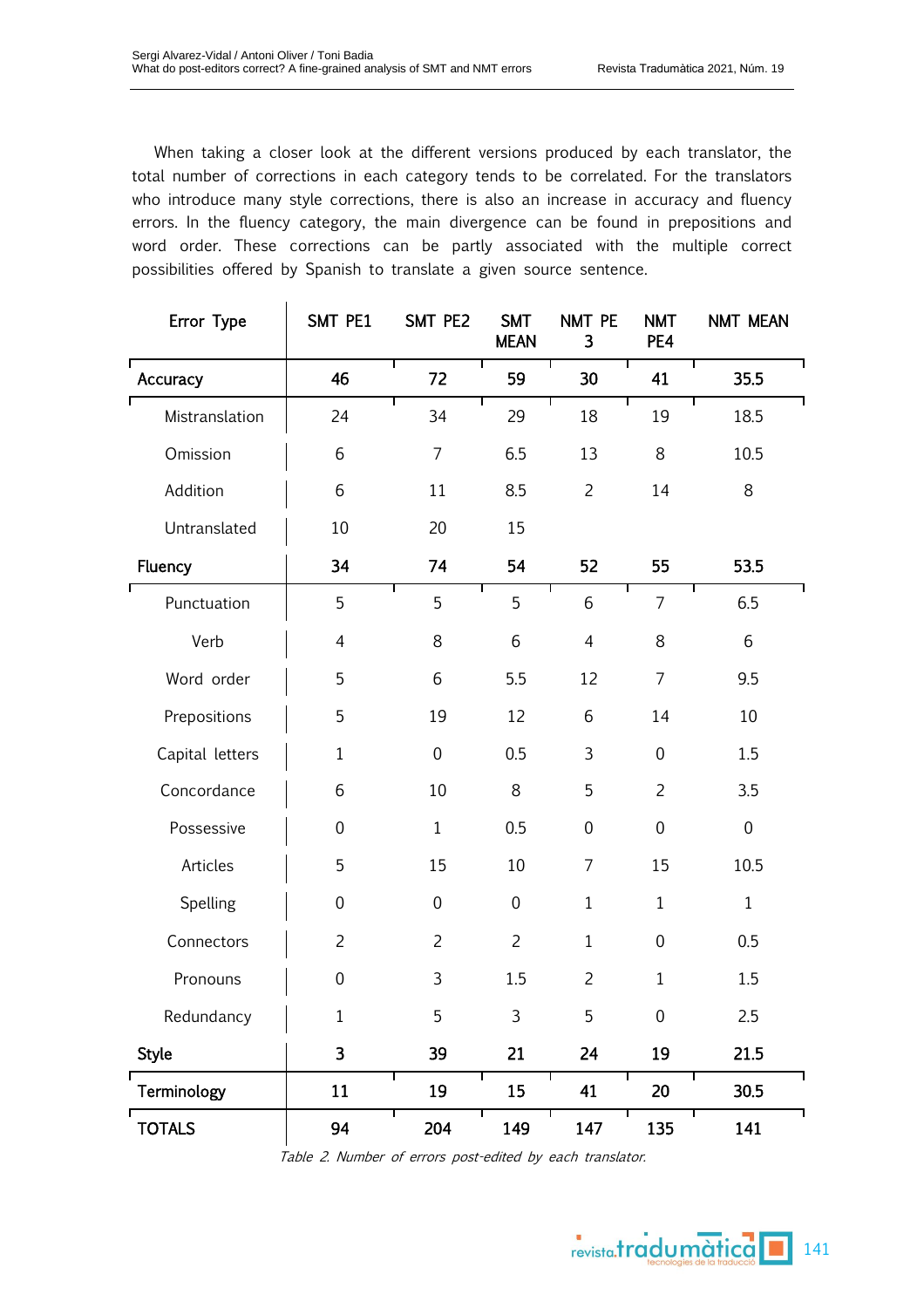When taking a closer look at the different versions produced by each translator, the total number of corrections in each category tends to be correlated. For the translators who introduce many style corrections, there is also an increase in accuracy and fluency errors. In the fluency category, the main divergence can be found in prepositions and word order. These corrections can be partly associated with the multiple correct possibilities offered by Spanish to translate a given source sentence.

| Error Type | SMT PE1 | SMT PE2 | SMT MEAN | NMT PE 3 | NMT PE4 | NMT MEAN |
|---|---|---|---|---|---|---|
| **Accuracy** | **46** | **72** | **59** | **30** | **41** | **35.5** |
| Mistranslation | 24 | 34 | 29 | 18 | 19 | 18.5 |
| Omission | 6 | 7 | 6.5 | 13 | 8 | 10.5 |
| Addition | 6 | 11 | 8.5 | 2 | 14 | 8 |
| Untranslated | 10 | 20 | 15 | | | |
| **Fluency** | **34** | **74** | **54** | **52** | **55** | **53.5** |
| Punctuation | 5 | 5 | 5 | 6 | 7 | 6.5 |
| Verb | 4 | 8 | 6 | 4 | 8 | 6 |
| Word order | 5 | 6 | 5.5 | 12 | 7 | 9.5 |
| Prepositions | 5 | 19 | 12 | 6 | 14 | 10 |
| Capital letters | 1 | 0 | 0.5 | 3 | 0 | 1.5 |
| Concordance | 6 | 10 | 8 | 5 | 2 | 3.5 |
| Possessive | 0 | 1 | 0.5 | 0 | 0 | 0 |
| Articles | 5 | 15 | 10 | 7 | 15 | 10.5 |
| Spelling | 0 | 0 | 0 | 1 | 1 | 1 |
| Connectors | 2 | 2 | 2 | 1 | 0 | 0.5 |
| Pronouns | 0 | 3 | 1.5 | 2 | 1 | 1.5 |
| Redundancy | 1 | 5 | 3 | 5 | 0 | 2.5 |
| **Style** | **3** | **39** | **21** | **24** | **19** | **21.5** |
| **Terminology** | **11** | **19** | **15** | **41** | **20** | **30.5** |
| **TOTALS** | **94** | **204** | **149** | **147** | **135** | **141** |

*Table 2. Number of errors post-edited by each translator.*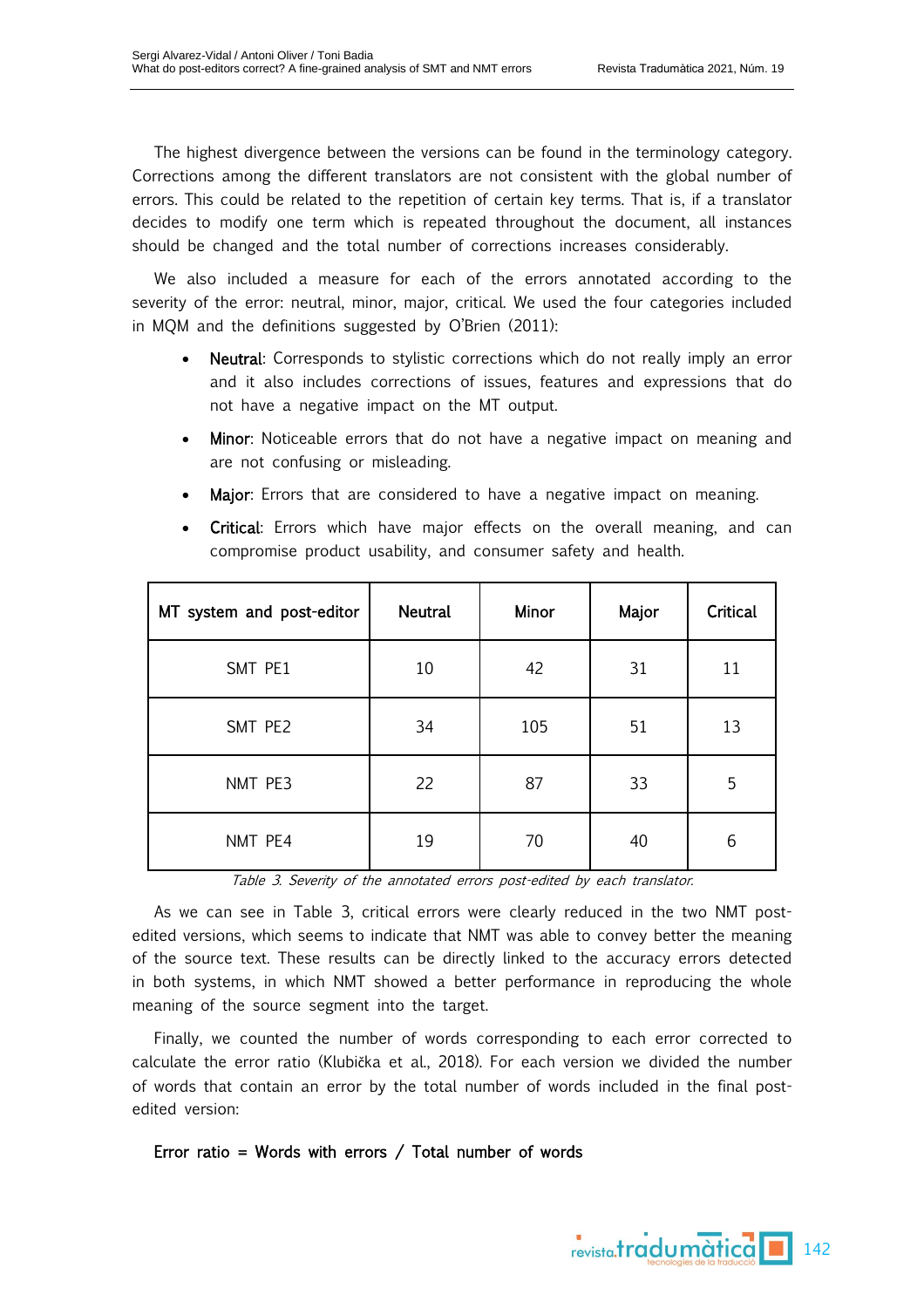The highest divergence between the versions can be found in the terminology category. Corrections among the different translators are not consistent with the global number of errors. This could be related to the repetition of certain key terms. That is, if a translator decides to modify one term which is repeated throughout the document, all instances should be changed and the total number of corrections increases considerably.

We also included a measure for each of the errors annotated according to the severity of the error: neutral, minor, major, critical. We used the four categories included in MQM and the definitions suggested by O'Brien (2011):

- **Neutral**: Corresponds to stylistic corrections which do not really imply an error and it also includes corrections of issues, features and expressions that do not have a negative impact on the MT output.
- **Minor**: Noticeable errors that do not have a negative impact on meaning and are not confusing or misleading.
- **Major**: Errors that are considered to have a negative impact on meaning.
- **Critical**: Errors which have major effects on the overall meaning, and can compromise product usability, and consumer safety and health.

| MT system and post-editor | Neutral | Minor | Major | Critical |
|---|---|---|---|---|
| SMT PE1 | 10 | 42 | 31 | 11 |
| SMT PE2 | 34 | 105 | 51 | 13 |
| NMT PE3 | 22 | 87 | 33 | 5 |
| NMT PE4 | 19 | 70 | 40 | 6 |

*Table 3. Severity of the annotated errors post-edited by each translator.*

As we can see in Table 3, critical errors were clearly reduced in the two NMT post-edited versions, which seems to indicate that NMT was able to convey better the meaning of the source text. These results can be directly linked to the accuracy errors detected in both systems, in which NMT showed a better performance in reproducing the whole meaning of the source segment into the target.

Finally, we counted the number of words corresponding to each error corrected to calculate the error ratio (Klubička et al., 2018). For each version we divided the number of words that contain an error by the total number of words included in the final post-edited version:

**Error ratio = Words with errors / Total number of words**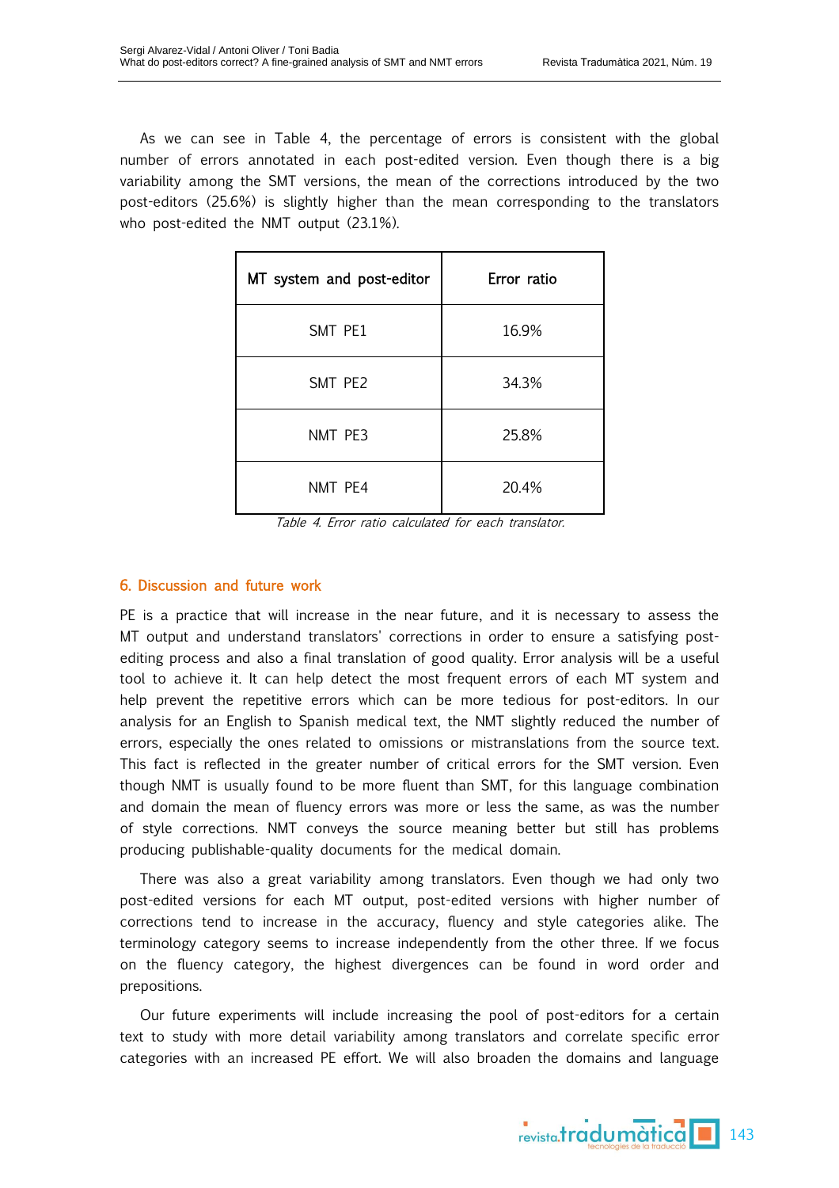As we can see in Table 4, the percentage of errors is consistent with the global number of errors annotated in each post-edited version. Even though there is a big variability among the SMT versions, the mean of the corrections introduced by the two post-editors (25.6%) is slightly higher than the mean corresponding to the translators who post-edited the NMT output (23.1%).

| MT system and post-editor | Error ratio |
|---|---|
| SMT PE1 | 16.9% |
| SMT PE2 | 34.3% |
| NMT PE3 | 25.8% |
| NMT PE4 | 20.4% |

*Table 4. Error ratio calculated for each translator.*

## 6. Discussion and future work

PE is a practice that will increase in the near future, and it is necessary to assess the MT output and understand translators' corrections in order to ensure a satisfying post-editing process and also a final translation of good quality. Error analysis will be a useful tool to achieve it. It can help detect the most frequent errors of each MT system and help prevent the repetitive errors which can be more tedious for post-editors. In our analysis for an English to Spanish medical text, the NMT slightly reduced the number of errors, especially the ones related to omissions or mistranslations from the source text. This fact is reflected in the greater number of critical errors for the SMT version. Even though NMT is usually found to be more fluent than SMT, for this language combination and domain the mean of fluency errors was more or less the same, as was the number of style corrections. NMT conveys the source meaning better but still has problems producing publishable-quality documents for the medical domain.

There was also a great variability among translators. Even though we had only two post-edited versions for each MT output, post-edited versions with higher number of corrections tend to increase in the accuracy, fluency and style categories alike. The terminology category seems to increase independently from the other three. If we focus on the fluency category, the highest divergences can be found in word order and prepositions.

Our future experiments will include increasing the pool of post-editors for a certain text to study with more detail variability among translators and correlate specific error categories with an increased PE effort. We will also broaden the domains and language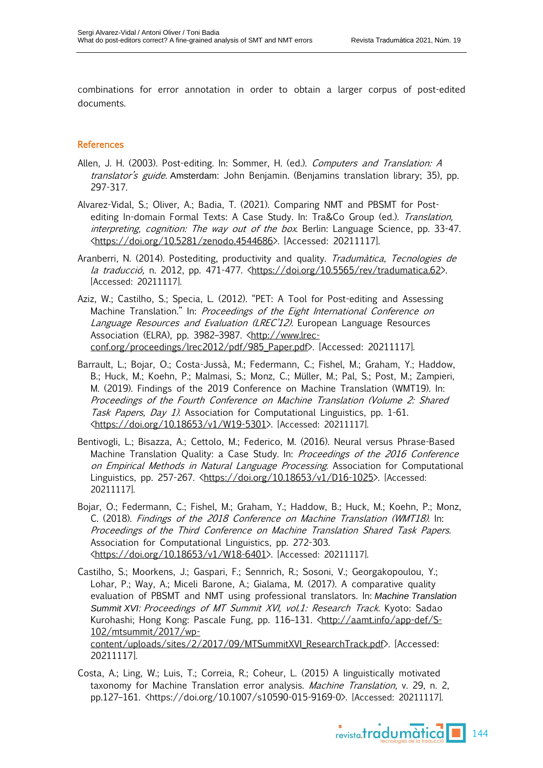combinations for error annotation in order to obtain a larger corpus of post-edited documents.

## References

Allen, J. H. (2003). Post-editing. In: Sommer, H. (ed.). *Computers and Translation: A translator's guide*. Amsterdam: John Benjamin. (Benjamins translation library; 35), pp. 297-317.

Alvarez-Vidal, S.; Oliver, A.; Badia, T. (2021). Comparing NMT and PBSMT for Post-editing In-domain Formal Texts: A Case Study. In: Tra&Co Group (ed.). *Translation, interpreting, cognition: The way out of the box*. Berlin: Language Science, pp. 33-47. <https://doi.org/10.5281/zenodo.4544686>. [Accessed: 20211117].

Aranberri, N. (2014). Postediting, productivity and quality. *Tradumàtica, Tecnologies de la traducció,* n. 2012, pp. 471-477. <https://doi.org/10.5565/rev/tradumatica.62>. [Accessed: 20211117].

Aziz, W.; Castilho, S.; Specia, L. (2012). "PET: A Tool for Post-editing and Assessing Machine Translation." In: *Proceedings of the Eight International Conference on Language Resources and Evaluation (LREC'12).* European Language Resources Association (ELRA), pp. 3982–3987. <http://www.lrec-conf.org/proceedings/lrec2012/pdf/985_Paper.pdf>. [Accessed: 20211117].

Barrault, L.; Bojar, O.; Costa-Jussà, M.; Federmann, C.; Fishel, M.; Graham, Y.; Haddow, B.; Huck, M.; Koehn, P.; Malmasi, S.; Monz, C.; Müller, M.; Pal, S.; Post, M.; Zampieri, M. (2019). Findings of the 2019 Conference on Machine Translation (WMT19). In: *Proceedings of the Fourth Conference on Machine Translation (Volume 2: Shared Task Papers, Day 1).* Association for Computational Linguistics, pp. 1-61. <https://doi.org/10.18653/v1/W19-5301>. [Accessed: 20211117].

Bentivogli, L.; Bisazza, A.; Cettolo, M.; Federico, M. (2016). Neural versus Phrase-Based Machine Translation Quality: a Case Study. In: *Proceedings of the 2016 Conference on Empirical Methods in Natural Language Processing*. Association for Computational Linguistics, pp. 257-267. <https://doi.org/10.18653/v1/D16-1025>. [Accessed: 20211117].

Bojar, O.; Federmann, C.; Fishel, M.; Graham, Y.; Haddow, B.; Huck, M.; Koehn, P.; Monz, C. (2018). *Findings of the 2018 Conference on Machine Translation (WMT18).* In: *Proceedings of the Third Conference on Machine Translation Shared Task Papers.* Association for Computational Linguistics, pp. 272-303. <https://doi.org/10.18653/v1/W18-6401>. [Accessed: 20211117].

Castilho, S.; Moorkens, J.; Gaspari, F.; Sennrich, R.; Sosoni, V.; Georgakopoulou, Y.; Lohar, P.; Way, A.; Miceli Barone, A.; Gialama, M. (2017). A comparative quality evaluation of PBSMT and NMT using professional translators. In: *Machine Translation Summit XVI: Proceedings of MT Summit XVI, vol.1: Research Track.* Kyoto: Sadao Kurohashi; Hong Kong: Pascale Fung, pp. 116–131. <http://aamt.info/app-def/S-102/mtsummit/2017/wp-content/uploads/sites/2/2017/09/MTSummitXVI_ResearchTrack.pdf>. [Accessed: 20211117].

Costa, A.; Ling, W.; Luis, T.; Correia, R.; Coheur, L. (2015) A linguistically motivated taxonomy for Machine Translation error analysis. *Machine Translation,* v. 29, n. 2, pp.127–161. <https://doi.org/10.1007/s10590-015-9169-0>. [Accessed: 20211117].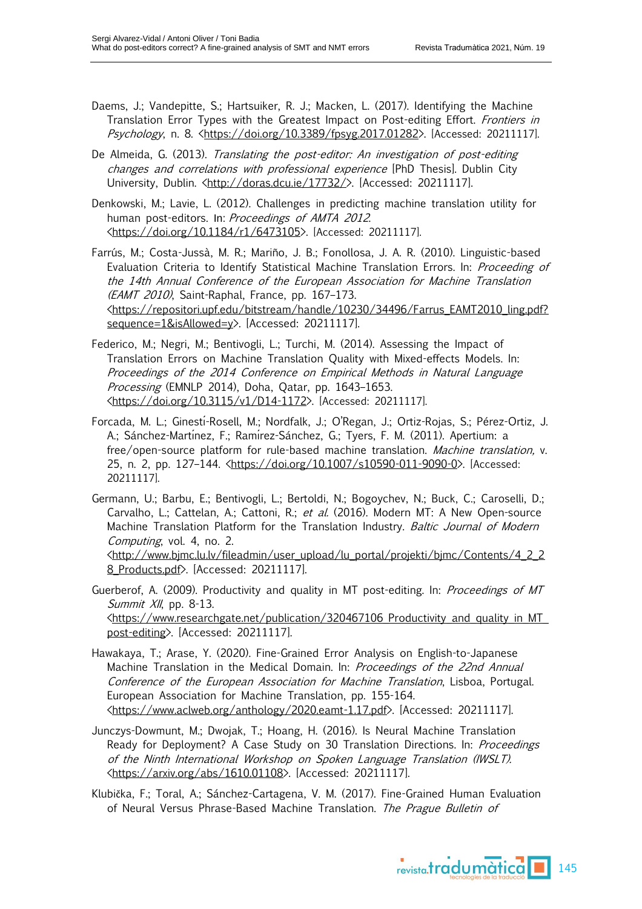Daems, J.; Vandepitte, S.; Hartsuiker, R. J.; Macken, L. (2017). Identifying the Machine Translation Error Types with the Greatest Impact on Post-editing Effort. *Frontiers in Psychology*, n. 8. <https://doi.org/10.3389/fpsyg.2017.01282>. [Accessed: 20211117].

De Almeida, G. (2013). *Translating the post-editor: An investigation of post-editing changes and correlations with professional experience* [PhD Thesis]. Dublin City University, Dublin. <http://doras.dcu.ie/17732/>. [Accessed: 20211117].

Denkowski, M.; Lavie, L. (2012). Challenges in predicting machine translation utility for human post-editors. In: *Proceedings of AMTA 2012*. <https://doi.org/10.1184/r1/6473105>. [Accessed: 20211117].

Farrús, M.; Costa-Jussà, M. R.; Mariño, J. B.; Fonollosa, J. A. R. (2010). Linguistic-based Evaluation Criteria to Identify Statistical Machine Translation Errors. In: *Proceeding of the 14th Annual Conference of the European Association for Machine Translation (EAMT 2010)*, Saint-Raphal, France, pp. 167–173. <https://repositori.upf.edu/bitstream/handle/10230/34496/Farrus_EAMT2010_ling.pdf?sequence=1&isAllowed=y>. [Accessed: 20211117].

Federico, M.; Negri, M.; Bentivogli, L.; Turchi, M. (2014). Assessing the Impact of Translation Errors on Machine Translation Quality with Mixed-effects Models. In: *Proceedings of the 2014 Conference on Empirical Methods in Natural Language Processing* (EMNLP 2014), Doha, Qatar, pp. 1643–1653. <https://doi.org/10.3115/v1/D14-1172>. [Accessed: 20211117].

Forcada, M. L.; Ginestí-Rosell, M.; Nordfalk, J.; O'Regan, J.; Ortiz-Rojas, S.; Pérez-Ortiz, J. A.; Sánchez-Martínez, F.; Ramírez-Sánchez, G.; Tyers, F. M. (2011). Apertium: a free/open-source platform for rule-based machine translation. *Machine translation,* v. 25, n. 2, pp. 127–144. <https://doi.org/10.1007/s10590-011-9090-0>. [Accessed: 20211117].

Germann, U.; Barbu, E.; Bentivogli, L.; Bertoldi, N.; Bogoychev, N.; Buck, C.; Caroselli, D.; Carvalho, L.; Cattelan, A.; Cattoni, R.; *et al.* (2016). Modern MT: A New Open-source Machine Translation Platform for the Translation Industry. *Baltic Journal of Modern Computing*, vol. 4, no. 2. <http://www.bjmc.lu.lv/fileadmin/user_upload/lu_portal/projekti/bjmc/Contents/4_2_28_Products.pdf>. [Accessed: 20211117].

Guerberof, A. (2009). Productivity and quality in MT post-editing. In: *Proceedings of MT Summit XII*, pp. 8-13. <https://www.researchgate.net/publication/320467106_Productivity_and_quality_in_MT_post-editing>. [Accessed: 20211117].

Hawakaya, T.; Arase, Y. (2020). Fine-Grained Error Analysis on English-to-Japanese Machine Translation in the Medical Domain. In: *Proceedings of the 22nd Annual Conference of the European Association for Machine Translation*, Lisboa, Portugal. European Association for Machine Translation, pp. 155-164. <https://www.aclweb.org/anthology/2020.eamt-1.17.pdf>. [Accessed: 20211117].

Junczys-Dowmunt, M.; Dwojak, T.; Hoang, H. (2016). Is Neural Machine Translation Ready for Deployment? A Case Study on 30 Translation Directions. In: *Proceedings of the Ninth International Workshop on Spoken Language Translation (IWSLT)*. <https://arxiv.org/abs/1610.01108>. [Accessed: 20211117].

Klubička, F.; Toral, A.; Sánchez-Cartagena, V. M. (2017). Fine-Grained Human Evaluation of Neural Versus Phrase-Based Machine Translation. *The Prague Bulletin of*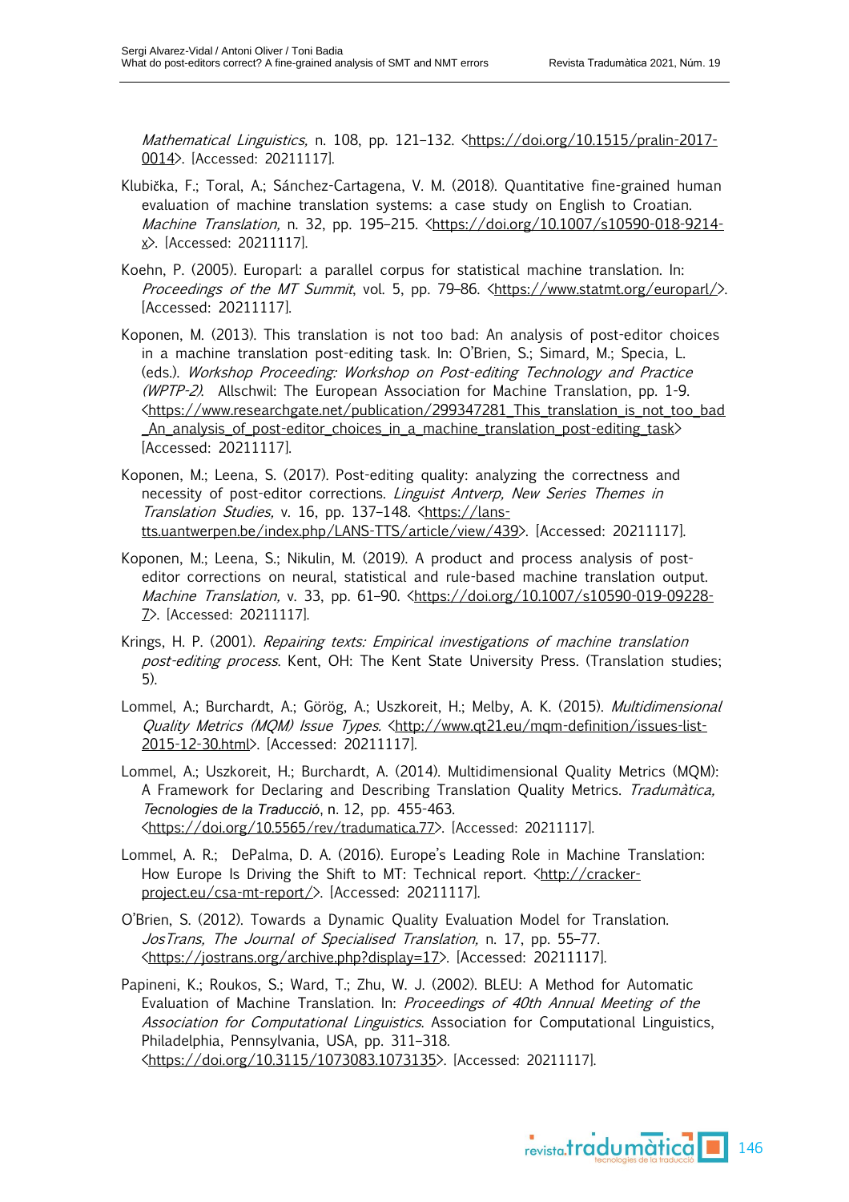*Mathematical Linguistics,* n. 108, pp. 121–132. <https://doi.org/10.1515/pralin-2017-0014>. [Accessed: 20211117].

Klubička, F.; Toral, A.; Sánchez-Cartagena, V. M. (2018). Quantitative fine-grained human evaluation of machine translation systems: a case study on English to Croatian. *Machine Translation,* n. 32, pp. 195–215. <https://doi.org/10.1007/s10590-018-9214-x>. [Accessed: 20211117].

Koehn, P. (2005). Europarl: a parallel corpus for statistical machine translation. In: *Proceedings of the MT Summit*, vol. 5, pp. 79–86. <https://www.statmt.org/europarl/>. [Accessed: 20211117].

Koponen, M. (2013). This translation is not too bad: An analysis of post-editor choices in a machine translation post-editing task. In: O'Brien, S.; Simard, M.; Specia, L. (eds.). *Workshop Proceeding: Workshop on Post-editing Technology and Practice (WPTP-2).* Allschwil: The European Association for Machine Translation, pp. 1-9. <https://www.researchgate.net/publication/299347281_This_translation_is_not_too_bad_An_analysis_of_post-editor_choices_in_a_machine_translation_post-editing_task> [Accessed: 20211117].

Koponen, M.; Leena, S. (2017). Post-editing quality: analyzing the correctness and necessity of post-editor corrections. *Linguist Antverp, New Series Themes in Translation Studies,* v. 16, pp. 137–148. <https://lans-tts.uantwerpen.be/index.php/LANS-TTS/article/view/439>. [Accessed: 20211117].

Koponen, M.; Leena, S.; Nikulin, M. (2019). A product and process analysis of post-editor corrections on neural, statistical and rule-based machine translation output. *Machine Translation,* v. 33, pp. 61–90. <https://doi.org/10.1007/s10590-019-09228-7>. [Accessed: 20211117].

Krings, H. P. (2001). *Repairing texts: Empirical investigations of machine translation post-editing process*. Kent, OH: The Kent State University Press. (Translation studies; 5).

Lommel, A.; Burchardt, A.; Görög, A.; Uszkoreit, H.; Melby, A. K. (2015). *Multidimensional Quality Metrics (MQM) Issue Types.* <http://www.qt21.eu/mqm-definition/issues-list-2015-12-30.html>. [Accessed: 20211117].

Lommel, A.; Uszkoreit, H.; Burchardt, A. (2014). Multidimensional Quality Metrics (MQM): A Framework for Declaring and Describing Translation Quality Metrics. *Tradumàtica, Tecnologies de la Traducció*, n. 12, pp. 455-463. <https://doi.org/10.5565/rev/tradumatica.77>. [Accessed: 20211117].

Lommel, A. R.; DePalma, D. A. (2016). Europe's Leading Role in Machine Translation: How Europe Is Driving the Shift to MT: Technical report. <http://cracker-project.eu/csa-mt-report/>. [Accessed: 20211117].

O'Brien, S. (2012). Towards a Dynamic Quality Evaluation Model for Translation. *JosTrans, The Journal of Specialised Translation,* n. 17, pp. 55–77. <https://jostrans.org/archive.php?display=17>. [Accessed: 20211117].

Papineni, K.; Roukos, S.; Ward, T.; Zhu, W. J. (2002). BLEU: A Method for Automatic Evaluation of Machine Translation. In: *Proceedings of 40th Annual Meeting of the Association for Computational Linguistics*. Association for Computational Linguistics, Philadelphia, Pennsylvania, USA, pp. 311–318. <https://doi.org/10.3115/1073083.1073135>. [Accessed: 20211117].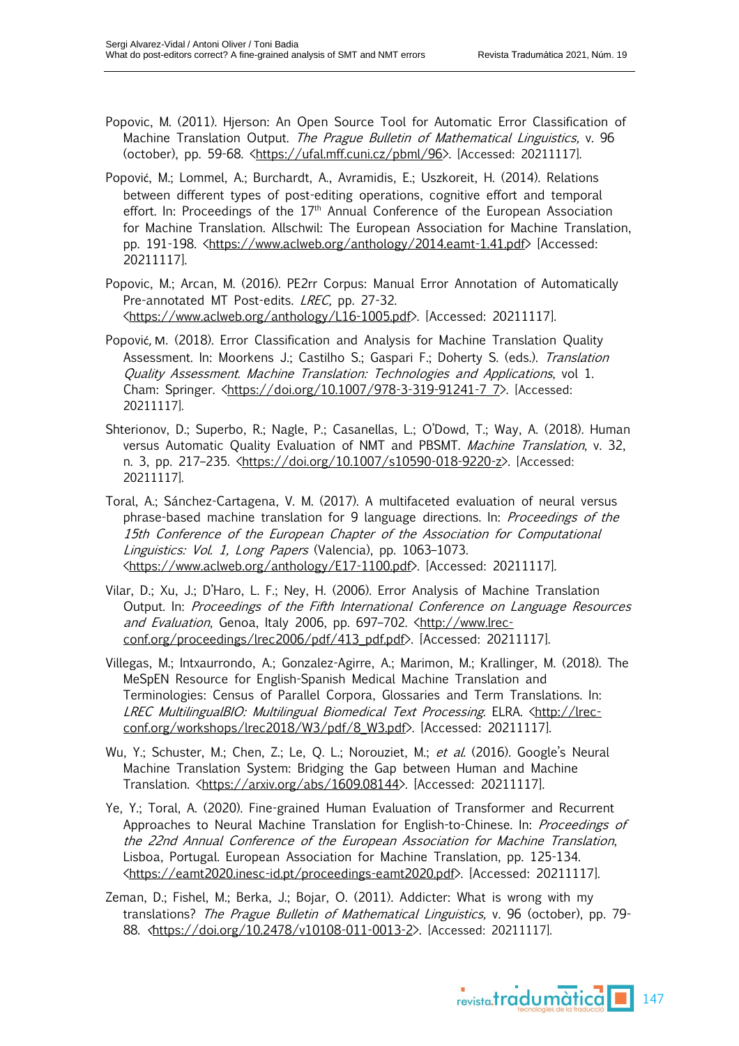Popovic, M. (2011). Hjerson: An Open Source Tool for Automatic Error Classification of Machine Translation Output. *The Prague Bulletin of Mathematical Linguistics,* v. 96 (october), pp. 59-68. <https://ufal.mff.cuni.cz/pbml/96>. [Accessed: 20211117].

Popović, M.; Lommel, A.; Burchardt, A., Avramidis, E.; Uszkoreit, H. (2014). Relations between different types of post-editing operations, cognitive effort and temporal effort. In: Proceedings of the 17th Annual Conference of the European Association for Machine Translation. Allschwil: The European Association for Machine Translation, pp. 191-198. <https://www.aclweb.org/anthology/2014.eamt-1.41.pdf> [Accessed: 20211117].

Popovic, M.; Arcan, M. (2016). PE2rr Corpus: Manual Error Annotation of Automatically Pre-annotated MT Post-edits. *LREC,* pp. 27-32. <https://www.aclweb.org/anthology/L16-1005.pdf>. [Accessed: 20211117].

Popović, M. (2018). Error Classification and Analysis for Machine Translation Quality Assessment. In: Moorkens J.; Castilho S.; Gaspari F.; Doherty S. (eds.). *Translation Quality Assessment. Machine Translation: Technologies and Applications*, vol 1. Cham: Springer. <https://doi.org/10.1007/978-3-319-91241-7_7>. [Accessed: 20211117].

Shterionov, D.; Superbo, R.; Nagle, P.; Casanellas, L.; O'Dowd, T.; Way, A. (2018). Human versus Automatic Quality Evaluation of NMT and PBSMT. *Machine Translation*, v. 32, n. 3, pp. 217–235. <https://doi.org/10.1007/s10590-018-9220-z>. [Accessed: 20211117].

Toral, A.; Sánchez-Cartagena, V. M. (2017). A multifaceted evaluation of neural versus phrase-based machine translation for 9 language directions. In: *Proceedings of the 15th Conference of the European Chapter of the Association for Computational Linguistics: Vol. 1, Long Papers* (Valencia), pp. 1063–1073. <https://www.aclweb.org/anthology/E17-1100.pdf>. [Accessed: 20211117].

Vilar, D.; Xu, J.; D'Haro, L. F.; Ney, H. (2006). Error Analysis of Machine Translation Output. In: *Proceedings of the Fifth International Conference on Language Resources and Evaluation*, Genoa, Italy 2006, pp. 697–702. <http://www.lrec-conf.org/proceedings/lrec2006/pdf/413_pdf.pdf>. [Accessed: 20211117].

Villegas, M.; Intxaurrondo, A.; Gonzalez-Agirre, A.; Marimon, M.; Krallinger, M. (2018). The MeSpEN Resource for English-Spanish Medical Machine Translation and Terminologies: Census of Parallel Corpora, Glossaries and Term Translations. In: *LREC MultilingualBIO: Multilingual Biomedical Text Processing*. ELRA. <http://lrec-conf.org/workshops/lrec2018/W3/pdf/8_W3.pdf>. [Accessed: 20211117].

Wu, Y.; Schuster, M.; Chen, Z.; Le, Q. L.; Norouziet, M.; *et al.* (2016). Google's Neural Machine Translation System: Bridging the Gap between Human and Machine Translation. <https://arxiv.org/abs/1609.08144>. [Accessed: 20211117].

Ye, Y.; Toral, A. (2020). Fine-grained Human Evaluation of Transformer and Recurrent Approaches to Neural Machine Translation for English-to-Chinese. In: *Proceedings of the 22nd Annual Conference of the European Association for Machine Translation*, Lisboa, Portugal. European Association for Machine Translation, pp. 125-134. <https://eamt2020.inesc-id.pt/proceedings-eamt2020.pdf>. [Accessed: 20211117].

Zeman, D.; Fishel, M.; Berka, J.; Bojar, O. (2011). Addicter: What is wrong with my translations? *The Prague Bulletin of Mathematical Linguistics,* v. 96 (october), pp. 79-88. <https://doi.org/10.2478/v10108-011-0013-2>. [Accessed: 20211117].